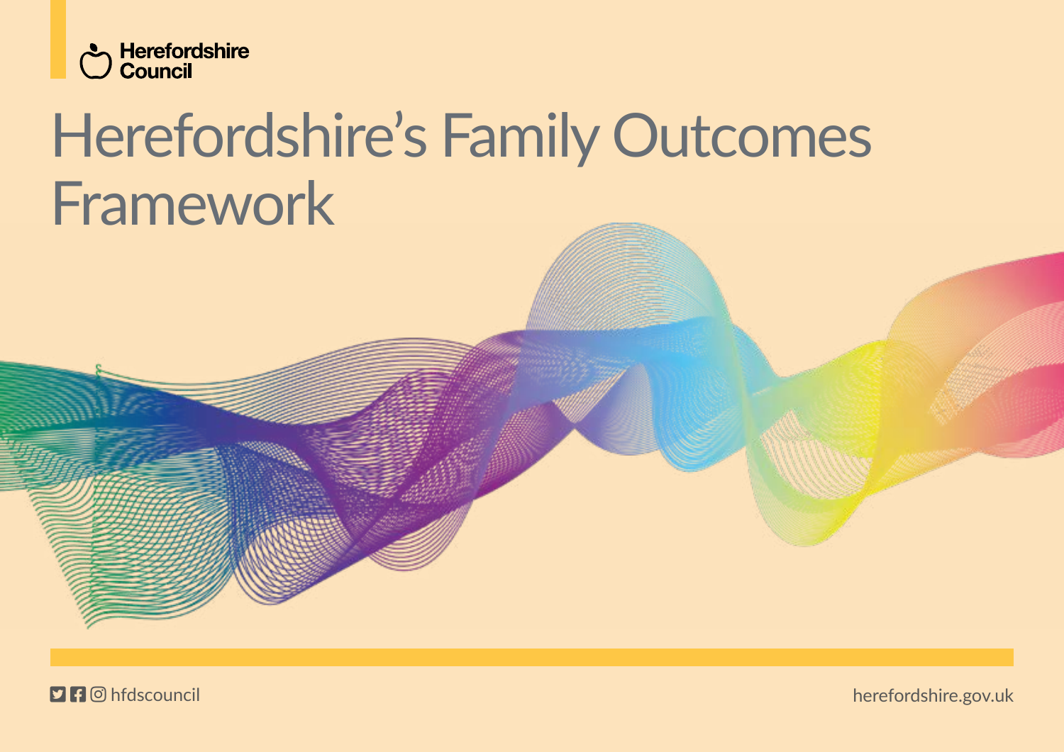Herefordshire Council

# Herefordshire's Family Outcomes Framework

hfdscouncil

herefordshire.gov.uk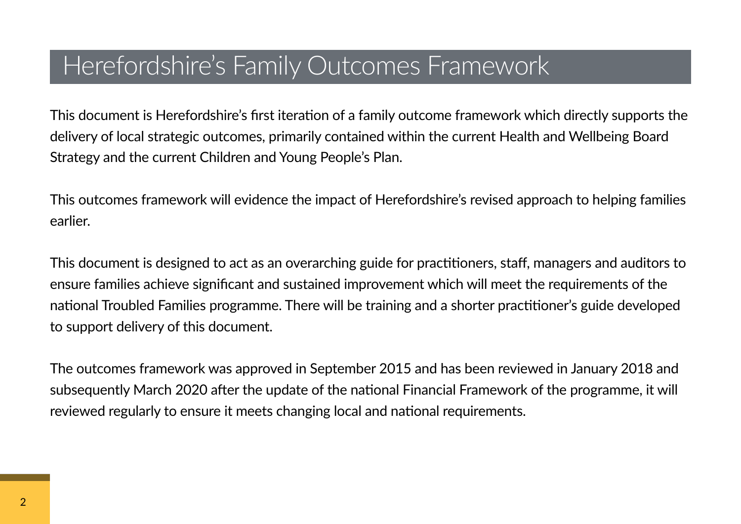# Herefordshire's Family Outcomes Framework

This document is Herefordshire's first iteration of a family outcome framework which directly supports the delivery of local strategic outcomes, primarily contained within the current Health and Wellbeing Board Strategy and the current Children and Young People's Plan.

This outcomes framework will evidence the impact of Herefordshire's revised approach to helping families earlier.

This document is designed to act as an overarching guide for practitioners, staff, managers and auditors to ensure families achieve significant and sustained improvement which will meet the requirements of the national Troubled Families programme. There will be training and a shorter practitioner's guide developed to support delivery of this document.

The outcomes framework was approved in September 2015 and has been reviewed in January 2018 and subsequently March 2020 after the update of the national Financial Framework of the programme, it will reviewed regularly to ensure it meets changing local and national requirements.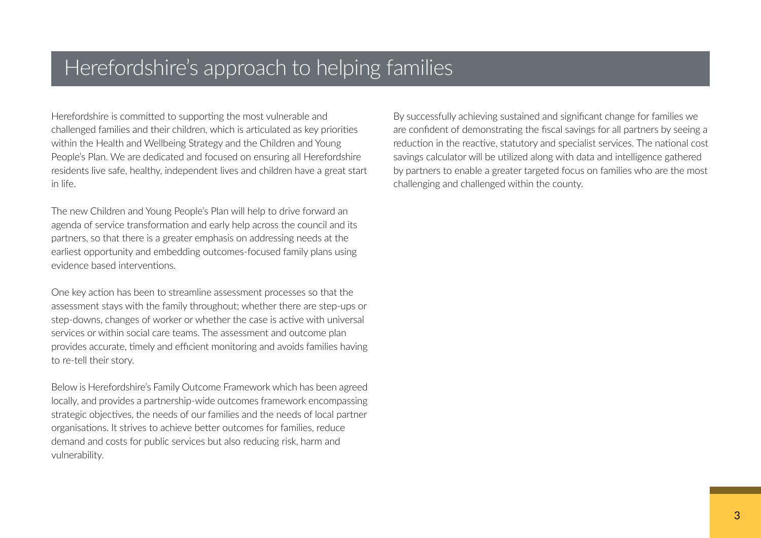# Herefordshire's approach to helping families

Herefordshire is committed to supporting the most vulnerable and challenged families and their children, which is articulated as key priorities within the Health and Wellbeing Strategy and the Children and Young People's Plan. We are dedicated and focused on ensuring all Herefordshire residents live safe, healthy, independent lives and children have a great start in life.

The new Children and Young People's Plan will help to drive forward an agenda of service transformation and early help across the council and its partners, so that there is a greater emphasis on addressing needs at the earliest opportunity and embedding outcomes-focused family plans using evidence based interventions.

One key action has been to streamline assessment processes so that the assessment stays with the family throughout; whether there are step-ups or step-downs, changes of worker or whether the case is active with universal services or within social care teams. The assessment and outcome plan provides accurate, timely and efficient monitoring and avoids families having to re-tell their story.

Below is Herefordshire's Family Outcome Framework which has been agreed locally, and provides a partnership-wide outcomes framework encompassing strategic objectives, the needs of our families and the needs of local partner organisations. It strives to achieve better outcomes for families, reduce demand and costs for public services but also reducing risk, harm and vulnerability.

By successfully achieving sustained and significant change for families we are confident of demonstrating the fiscal savings for all partners by seeing a reduction in the reactive, statutory and specialist services. The national cost savings calculator will be utilized along with data and intelligence gathered by partners to enable a greater targeted focus on families who are the most challenging and challenged within the county.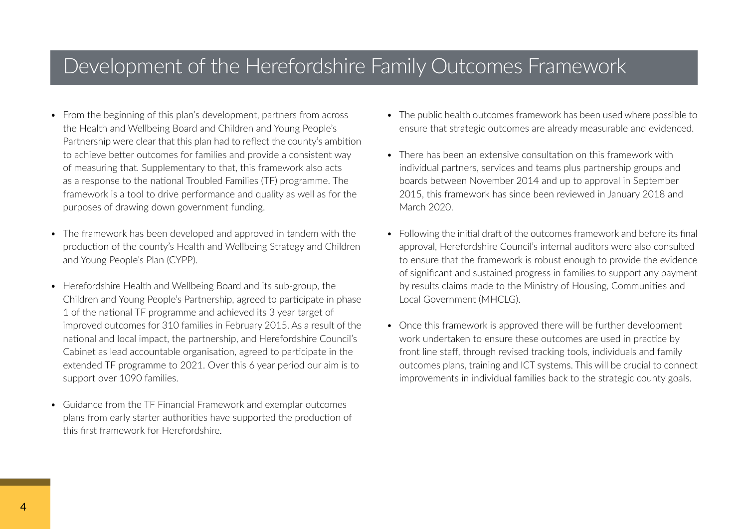# Development of the Herefordshire Family Outcomes Framework

- From the beginning of this plan's development, partners from across the Health and Wellbeing Board and Children and Young People's Partnership were clear that this plan had to reflect the county's ambition to achieve better outcomes for families and provide a consistent way of measuring that. Supplementary to that, this framework also acts as a response to the national Troubled Families (TF) programme. The framework is a tool to drive performance and quality as well as for the purposes of drawing down government funding.

- The framework has been developed and approved in tandem with the production of the county's Health and Wellbeing Strategy and Children and Young People's Plan (CYPP).

- Herefordshire Health and Wellbeing Board and its sub-group, the Children and Young People's Partnership, agreed to participate in phase 1 of the national TF programme and achieved its 3 year target of improved outcomes for 310 families in February 2015. As a result of the national and local impact, the partnership, and Herefordshire Council's Cabinet as lead accountable organisation, agreed to participate in the extended TF programme to 2021. Over this 6 year period our aim is to support over 1090 families.

- Guidance from the TF Financial Framework and exemplar outcomes plans from early starter authorities have supported the production of this first framework for Herefordshire.

- The public health outcomes framework has been used where possible to ensure that strategic outcomes are already measurable and evidenced.

- There has been an extensive consultation on this framework with individual partners, services and teams plus partnership groups and boards between November 2014 and up to approval in September 2015, this framework has since been reviewed in January 2018 and March 2020.

- Following the initial draft of the outcomes framework and before its final approval, Herefordshire Council's internal auditors were also consulted to ensure that the framework is robust enough to provide the evidence of significant and sustained progress in families to support any payment by results claims made to the Ministry of Housing, Communities and Local Government (MHCLG).

- Once this framework is approved there will be further development work undertaken to ensure these outcomes are used in practice by front line staff, through revised tracking tools, individuals and family outcomes plans, training and ICT systems. This will be crucial to connect improvements in individual families back to the strategic county goals.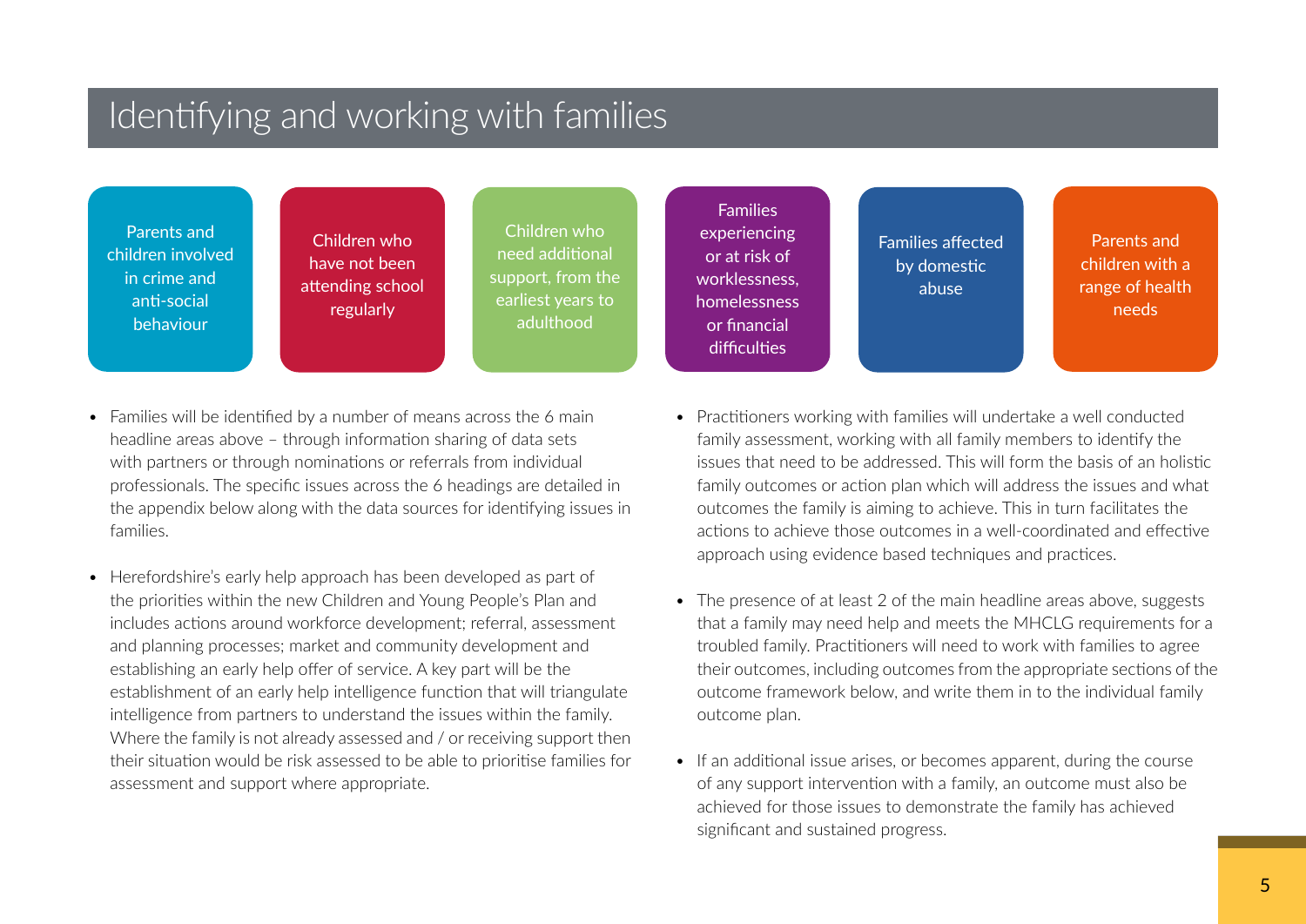# Identifying and working with families

- Parents and children involved in crime and anti-social behaviour
- Children who have not been attending school regularly
- Children who need additional support, from the earliest years to adulthood
- Families experiencing or at risk of worklessness, homelessness or financial difficulties
- Families affected by domestic abuse
- Parents and children with a range of health needs

- Families will be identified by a number of means across the 6 main headline areas above – through information sharing of data sets with partners or through nominations or referrals from individual professionals. The specific issues across the 6 headings are detailed in the appendix below along with the data sources for identifying issues in families.
- Herefordshire's early help approach has been developed as part of the priorities within the new Children and Young People's Plan and includes actions around workforce development; referral, assessment and planning processes; market and community development and establishing an early help offer of service. A key part will be the establishment of an early help intelligence function that will triangulate intelligence from partners to understand the issues within the family. Where the family is not already assessed and / or receiving support then their situation would be risk assessed to be able to prioritise families for assessment and support where appropriate.
- Practitioners working with families will undertake a well conducted family assessment, working with all family members to identify the issues that need to be addressed. This will form the basis of an holistic family outcomes or action plan which will address the issues and what outcomes the family is aiming to achieve. This in turn facilitates the actions to achieve those outcomes in a well-coordinated and effective approach using evidence based techniques and practices.
- The presence of at least 2 of the main headline areas above, suggests that a family may need help and meets the MHCLG requirements for a troubled family. Practitioners will need to work with families to agree their outcomes, including outcomes from the appropriate sections of the outcome framework below, and write them in to the individual family outcome plan.
- If an additional issue arises, or becomes apparent, during the course of any support intervention with a family, an outcome must also be achieved for those issues to demonstrate the family has achieved significant and sustained progress.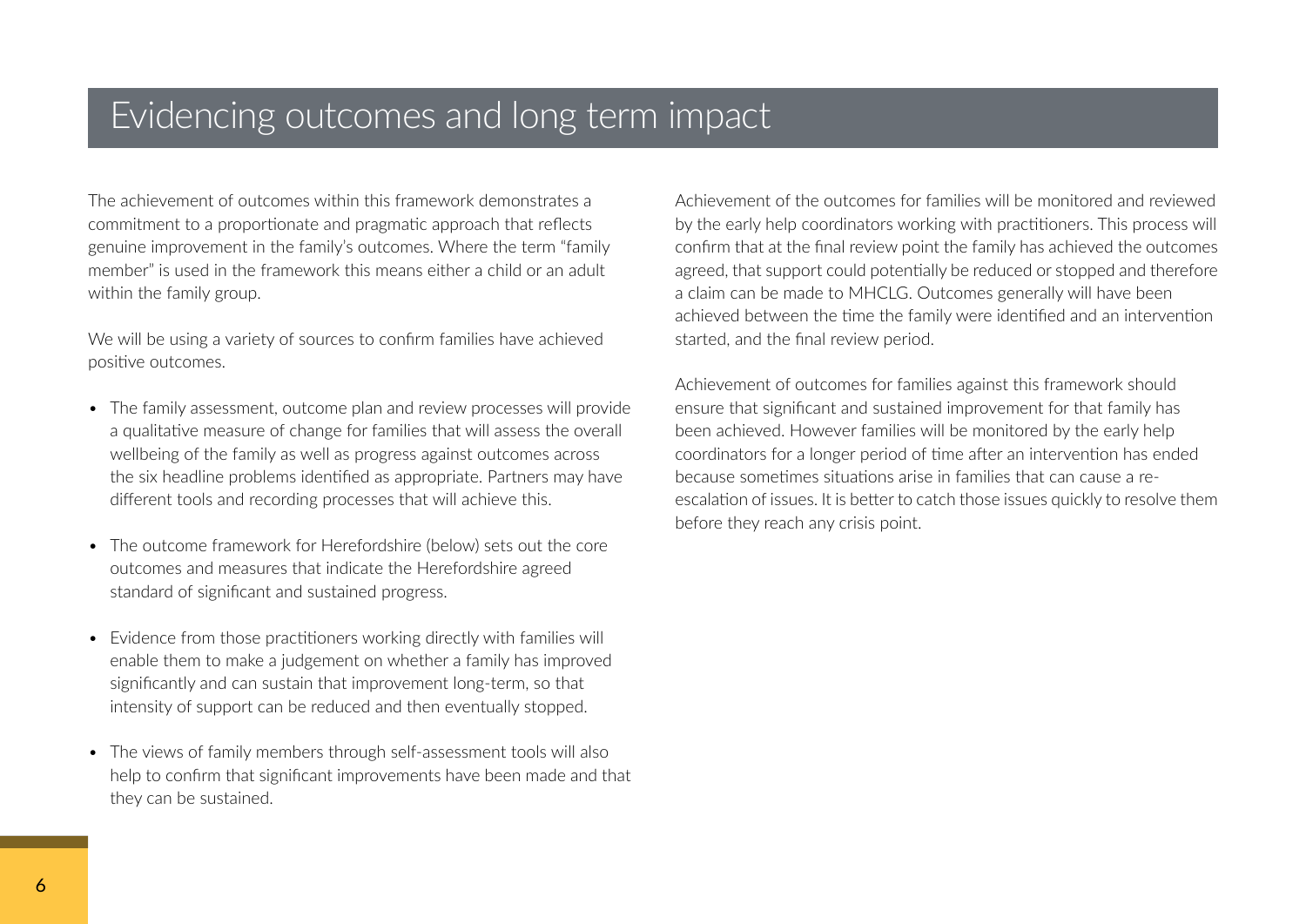# Evidencing outcomes and long term impact

The achievement of outcomes within this framework demonstrates a commitment to a proportionate and pragmatic approach that reflects genuine improvement in the family's outcomes. Where the term "family member" is used in the framework this means either a child or an adult within the family group.

We will be using a variety of sources to confirm families have achieved positive outcomes.

- The family assessment, outcome plan and review processes will provide a qualitative measure of change for families that will assess the overall wellbeing of the family as well as progress against outcomes across the six headline problems identified as appropriate. Partners may have different tools and recording processes that will achieve this.
- The outcome framework for Herefordshire (below) sets out the core outcomes and measures that indicate the Herefordshire agreed standard of significant and sustained progress.
- Evidence from those practitioners working directly with families will enable them to make a judgement on whether a family has improved significantly and can sustain that improvement long-term, so that intensity of support can be reduced and then eventually stopped.
- The views of family members through self-assessment tools will also help to confirm that significant improvements have been made and that they can be sustained.

Achievement of the outcomes for families will be monitored and reviewed by the early help coordinators working with practitioners. This process will confirm that at the final review point the family has achieved the outcomes agreed, that support could potentially be reduced or stopped and therefore a claim can be made to MHCLG. Outcomes generally will have been achieved between the time the family were identified and an intervention started, and the final review period.

Achievement of outcomes for families against this framework should ensure that significant and sustained improvement for that family has been achieved. However families will be monitored by the early help coordinators for a longer period of time after an intervention has ended because sometimes situations arise in families that can cause a re-escalation of issues. It is better to catch those issues quickly to resolve them before they reach any crisis point.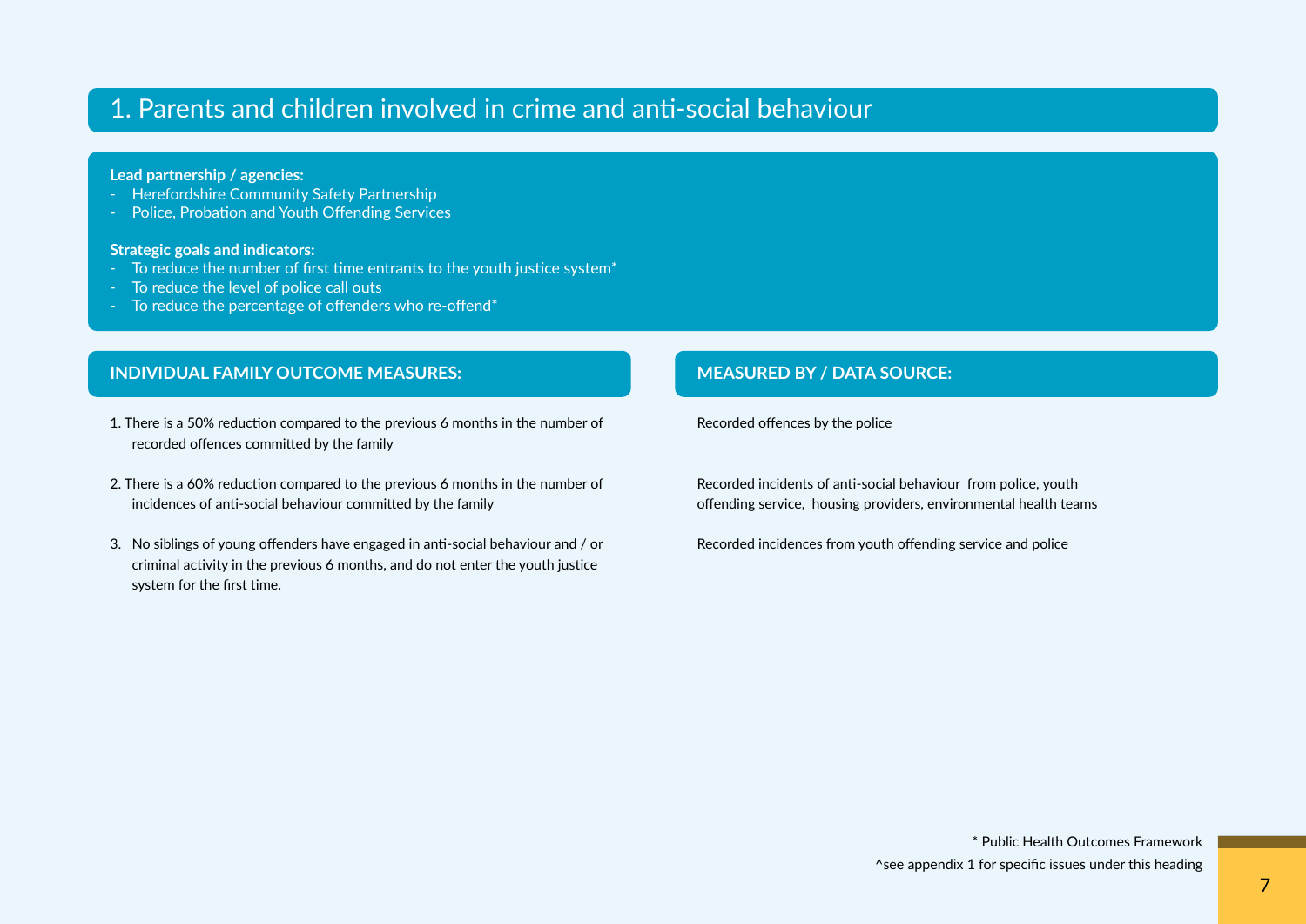# 1. Parents and children involved in crime and anti-social behaviour

**Lead partnership / agencies:**

- Herefordshire Community Safety Partnership
- Police, Probation and Youth Offending Services

**Strategic goals and indicators:**

- To reduce the number of first time entrants to the youth justice system*
- To reduce the level of police call outs
- To reduce the percentage of offenders who re-offend*

| INDIVIDUAL FAMILY OUTCOME MEASURES: | MEASURED BY / DATA SOURCE: |
|---|---|
| 1. There is a 50% reduction compared to the previous 6 months in the number of recorded offences committed by the family | Recorded offences by the police |
| 2. There is a 60% reduction compared to the previous 6 months in the number of incidences of anti-social behaviour committed by the family | Recorded incidents of anti-social behaviour from police, youth offending service, housing providers, environmental health teams |
| 3. No siblings of young offenders have engaged in anti-social behaviour and / or criminal activity in the previous 6 months, and do not enter the youth justice system for the first time. | Recorded incidences from youth offending service and police |

\* Public Health Outcomes Framework

^see appendix 1 for specific issues under this heading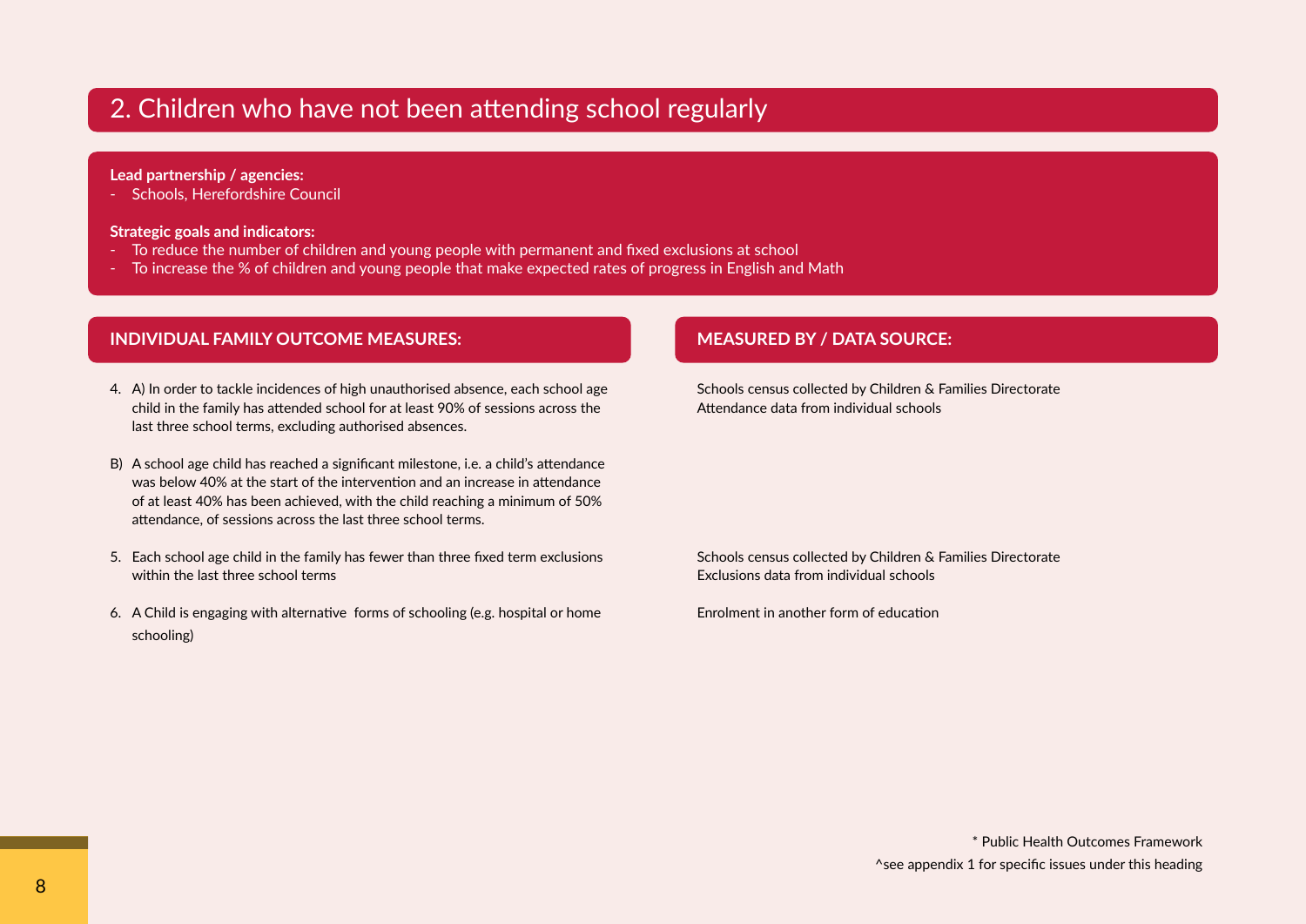## 2. Children who have not been attending school regularly

**Lead partnership / agencies:**

- Schools, Herefordshire Council

**Strategic goals and indicators:**

- To reduce the number of children and young people with permanent and fixed exclusions at school
- To increase the % of children and young people that make expected rates of progress in English and Math

| INDIVIDUAL FAMILY OUTCOME MEASURES: | MEASURED BY / DATA SOURCE: |
| --- | --- |
| 4. A) In order to tackle incidences of high unauthorised absence, each school age child in the family has attended school for at least 90% of sessions across the last three school terms, excluding authorised absences. | Schools census collected by Children & Families Directorate<br>Attendance data from individual schools |
| B) A school age child has reached a significant milestone, i.e. a child's attendance was below 40% at the start of the intervention and an increase in attendance of at least 40% has been achieved, with the child reaching a minimum of 50% attendance, of sessions across the last three school terms. | |
| 5. Each school age child in the family has fewer than three fixed term exclusions within the last three school terms | Schools census collected by Children & Families Directorate<br>Exclusions data from individual schools |
| 6. A Child is engaging with alternative forms of schooling (e.g. hospital or home schooling) | Enrolment in another form of education |

\* Public Health Outcomes Framework

^see appendix 1 for specific issues under this heading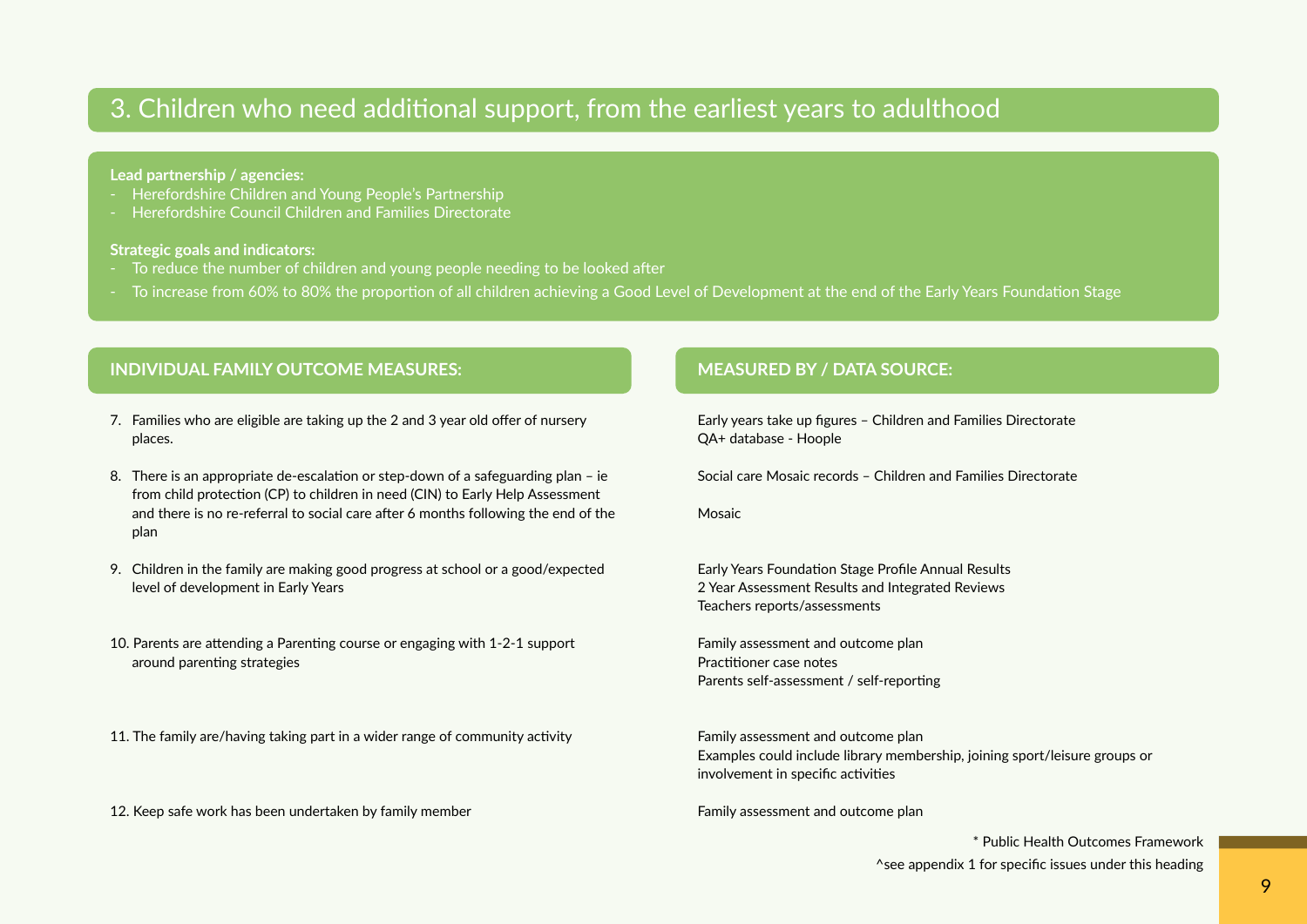## 3. Children who need additional support, from the earliest years to adulthood

**Lead partnership / agencies:**

- Herefordshire Children and Young People's Partnership
- Herefordshire Council Children and Families Directorate

**Strategic goals and indicators:**

- To reduce the number of children and young people needing to be looked after
- To increase from 60% to 80% the proportion of all children achieving a Good Level of Development at the end of the Early Years Foundation Stage

| INDIVIDUAL FAMILY OUTCOME MEASURES: | MEASURED BY / DATA SOURCE: |
|---|---|
| 7. Families who are eligible are taking up the 2 and 3 year old offer of nursery places. | Early years take up figures – Children and Families Directorate<br>QA+ database - Hoople |
| 8. There is an appropriate de-escalation or step-down of a safeguarding plan – ie from child protection (CP) to children in need (CIN) to Early Help Assessment and there is no re-referral to social care after 6 months following the end of the plan | Social care Mosaic records – Children and Families Directorate<br><br>Mosaic |
| 9. Children in the family are making good progress at school or a good/expected level of development in Early Years | Early Years Foundation Stage Profile Annual Results<br>2 Year Assessment Results and Integrated Reviews<br>Teachers reports/assessments |
| 10. Parents are attending a Parenting course or engaging with 1-2-1 support around parenting strategies | Family assessment and outcome plan<br>Practitioner case notes<br>Parents self-assessment / self-reporting |
| 11. The family are/having taking part in a wider range of community activity | Family assessment and outcome plan<br>Examples could include library membership, joining sport/leisure groups or involvement in specific activities |
| 12. Keep safe work has been undertaken by family member | Family assessment and outcome plan |

\* Public Health Outcomes Framework

^see appendix 1 for specific issues under this heading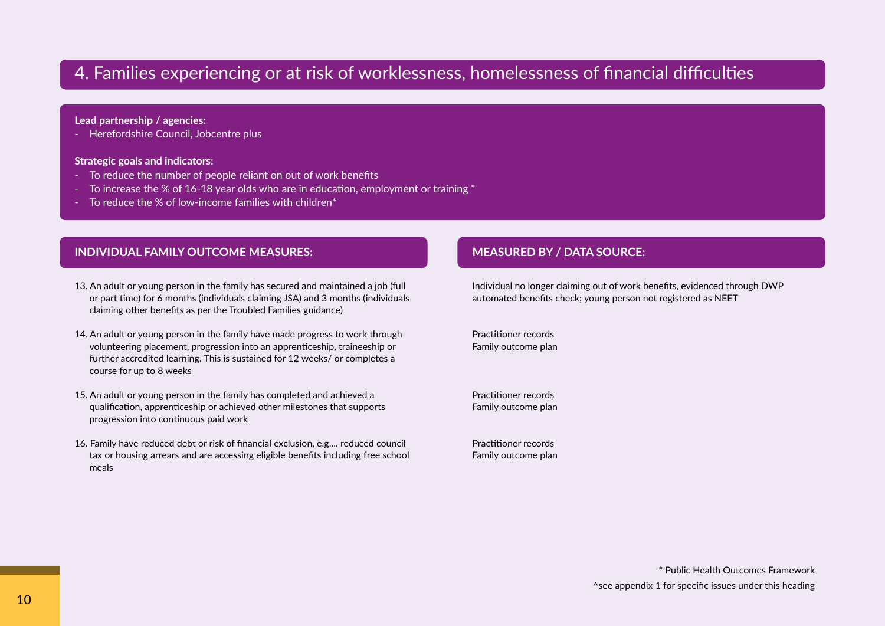# 4. Families experiencing or at risk of worklessness, homelessness of financial difficulties

**Lead partnership / agencies:**

- Herefordshire Council, Jobcentre plus

**Strategic goals and indicators:**

- To reduce the number of people reliant on out of work benefits
- To increase the % of 16-18 year olds who are in education, employment or training *
- To reduce the % of low-income families with children*

| INDIVIDUAL FAMILY OUTCOME MEASURES: | MEASURED BY / DATA SOURCE: |
|---|---|
| 13. An adult or young person in the family has secured and maintained a job (full or part time) for 6 months (individuals claiming JSA) and 3 months (individuals claiming other benefits as per the Troubled Families guidance) | Individual no longer claiming out of work benefits, evidenced through DWP automated benefits check; young person not registered as NEET |
| 14. An adult or young person in the family have made progress to work through volunteering placement, progression into an apprenticeship, traineeship or further accredited learning. This is sustained for 12 weeks/ or completes a course for up to 8 weeks | Practitioner records<br>Family outcome plan |
| 15. An adult or young person in the family has completed and achieved a qualification, apprenticeship or achieved other milestones that supports progression into continuous paid work | Practitioner records<br>Family outcome plan |
| 16. Family have reduced debt or risk of financial exclusion, e.g.... reduced council tax or housing arrears and are accessing eligible benefits including free school meals | Practitioner records<br>Family outcome plan |

\* Public Health Outcomes Framework

^see appendix 1 for specific issues under this heading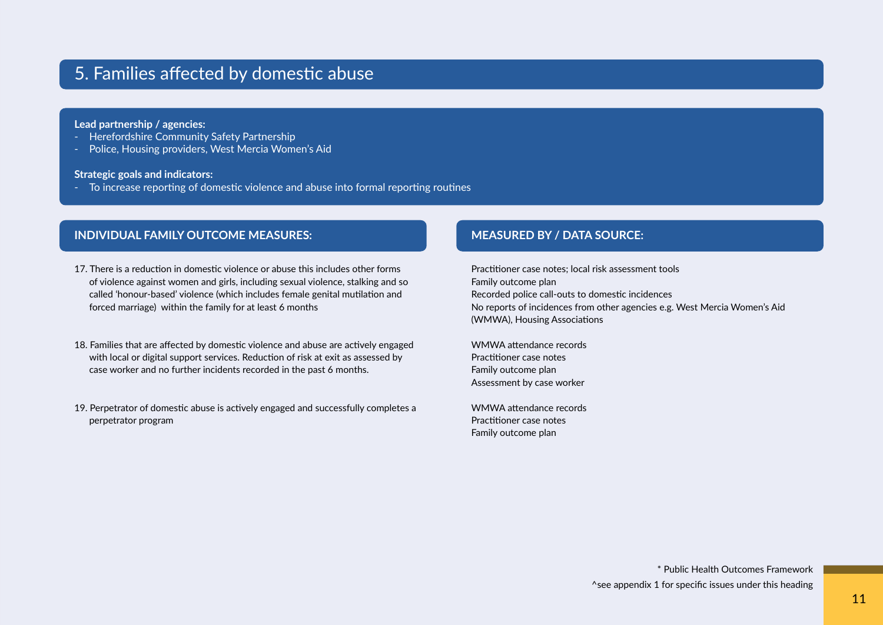## 5. Families affected by domestic abuse

**Lead partnership / agencies:**

- Herefordshire Community Safety Partnership
- Police, Housing providers, West Mercia Women's Aid

**Strategic goals and indicators:**

- To increase reporting of domestic violence and abuse into formal reporting routines

| INDIVIDUAL FAMILY OUTCOME MEASURES: | MEASURED BY / DATA SOURCE: |
| --- | --- |
| 17. There is a reduction in domestic violence or abuse this includes other forms of violence against women and girls, including sexual violence, stalking and so called 'honour-based' violence (which includes female genital mutilation and forced marriage) within the family for at least 6 months | Practitioner case notes; local risk assessment tools<br>Family outcome plan<br>Recorded police call-outs to domestic incidences<br>No reports of incidences from other agencies e.g. West Mercia Women's Aid (WMWA), Housing Associations |
| 18. Families that are affected by domestic violence and abuse are actively engaged with local or digital support services. Reduction of risk at exit as assessed by case worker and no further incidents recorded in the past 6 months. | WMWA attendance records<br>Practitioner case notes<br>Family outcome plan<br>Assessment by case worker |
| 19. Perpetrator of domestic abuse is actively engaged and successfully completes a perpetrator program | WMWA attendance records<br>Practitioner case notes<br>Family outcome plan |

\* Public Health Outcomes Framework

^see appendix 1 for specific issues under this heading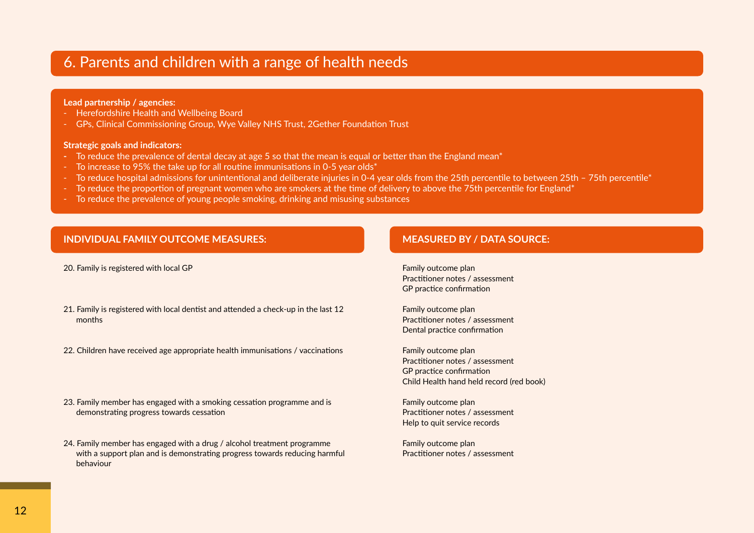## 6. Parents and children with a range of health needs

**Lead partnership / agencies:**

- Herefordshire Health and Wellbeing Board
- GPs, Clinical Commissioning Group, Wye Valley NHS Trust, 2Gether Foundation Trust

**Strategic goals and indicators:**

- To reduce the prevalence of dental decay at age 5 so that the mean is equal or better than the England mean*
- To increase to 95% the take up for all routine immunisations in 0-5 year olds*
- To reduce hospital admissions for unintentional and deliberate injuries in 0-4 year olds from the 25th percentile to between 25th – 75th percentile*
- To reduce the proportion of pregnant women who are smokers at the time of delivery to above the 75th percentile for England*
- To reduce the prevalence of young people smoking, drinking and misusing substances

| INDIVIDUAL FAMILY OUTCOME MEASURES: | MEASURED BY / DATA SOURCE: |
| --- | --- |
| 20. Family is registered with local GP | Family outcome plan<br>Practitioner notes / assessment<br>GP practice confirmation |
| 21. Family is registered with local dentist and attended a check-up in the last 12 months | Family outcome plan<br>Practitioner notes / assessment<br>Dental practice confirmation |
| 22. Children have received age appropriate health immunisations / vaccinations | Family outcome plan<br>Practitioner notes / assessment<br>GP practice confirmation<br>Child Health hand held record (red book) |
| 23. Family member has engaged with a smoking cessation programme and is demonstrating progress towards cessation | Family outcome plan<br>Practitioner notes / assessment<br>Help to quit service records |
| 24. Family member has engaged with a drug / alcohol treatment programme with a support plan and is demonstrating progress towards reducing harmful behaviour | Family outcome plan<br>Practitioner notes / assessment |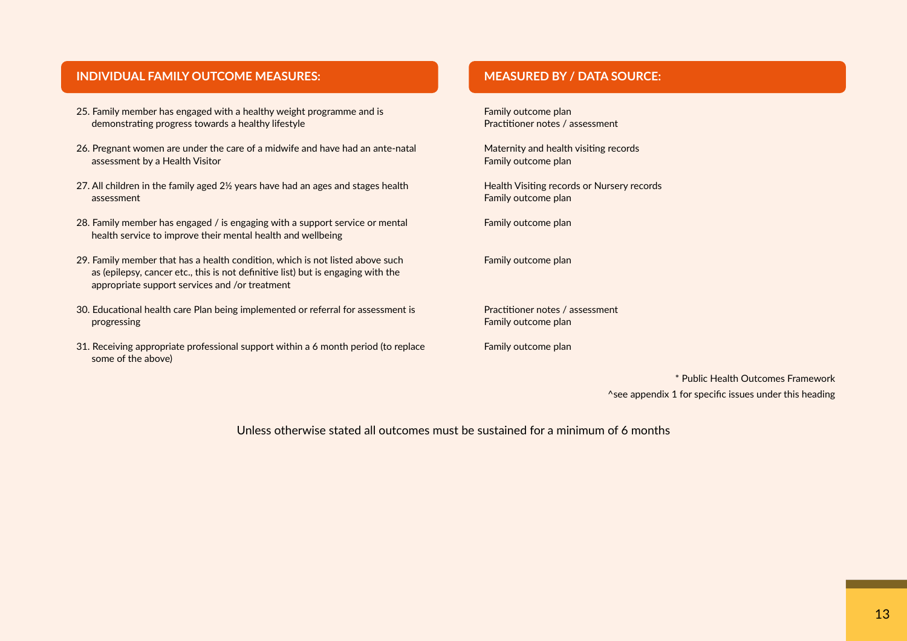| INDIVIDUAL FAMILY OUTCOME MEASURES: | MEASURED BY / DATA SOURCE: |
| --- | --- |
| 25. Family member has engaged with a healthy weight programme and is demonstrating progress towards a healthy lifestyle | Family outcome plan<br>Practitioner notes / assessment |
| 26. Pregnant women are under the care of a midwife and have had an ante-natal assessment by a Health Visitor | Maternity and health visiting records<br>Family outcome plan |
| 27. All children in the family aged 2½ years have had an ages and stages health assessment | Health Visiting records or Nursery records<br>Family outcome plan |
| 28. Family member has engaged / is engaging with a support service or mental health service to improve their mental health and wellbeing | Family outcome plan |
| 29. Family member that has a health condition, which is not listed above such as (epilepsy, cancer etc., this is not definitive list) but is engaging with the appropriate support services and /or treatment | Family outcome plan |
| 30. Educational health care Plan being implemented or referral for assessment is progressing | Practitioner notes / assessment<br>Family outcome plan |
| 31. Receiving appropriate professional support within a 6 month period (to replace some of the above) | Family outcome plan |

* Public Health Outcomes Framework

^see appendix 1 for specific issues under this heading

Unless otherwise stated all outcomes must be sustained for a minimum of 6 months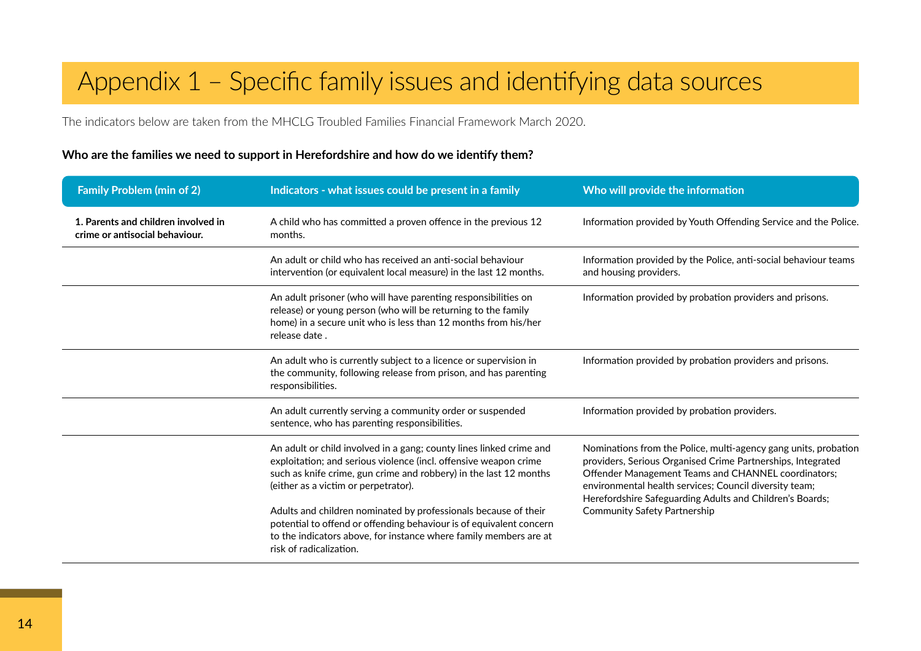# Appendix 1 – Specific family issues and identifying data sources

The indicators below are taken from the MHCLG Troubled Families Financial Framework March 2020.

**Who are the families we need to support in Herefordshire and how do we identify them?**

| Family Problem (min of 2) | Indicators - what issues could be present in a family | Who will provide the information |
|---|---|---|
| **1. Parents and children involved in crime or antisocial behaviour.** | A child who has committed a proven offence in the previous 12 months. | Information provided by Youth Offending Service and the Police. |
| | An adult or child who has received an anti-social behaviour intervention (or equivalent local measure) in the last 12 months. | Information provided by the Police, anti-social behaviour teams and housing providers. |
| | An adult prisoner (who will have parenting responsibilities on release) or young person (who will be returning to the family home) in a secure unit who is less than 12 months from his/her release date . | Information provided by probation providers and prisons. |
| | An adult who is currently subject to a licence or supervision in the community, following release from prison, and has parenting responsibilities. | Information provided by probation providers and prisons. |
| | An adult currently serving a community order or suspended sentence, who has parenting responsibilities. | Information provided by probation providers. |
| | An adult or child involved in a gang; county lines linked crime and exploitation; and serious violence (incl. offensive weapon crime such as knife crime, gun crime and robbery) in the last 12 months (either as a victim or perpetrator).<br><br>Adults and children nominated by professionals because of their potential to offend or offending behaviour is of equivalent concern to the indicators above, for instance where family members are at risk of radicalization. | Nominations from the Police, multi-agency gang units, probation providers, Serious Organised Crime Partnerships, Integrated Offender Management Teams and CHANNEL coordinators; environmental health services; Council diversity team; Herefordshire Safeguarding Adults and Children's Boards; Community Safety Partnership |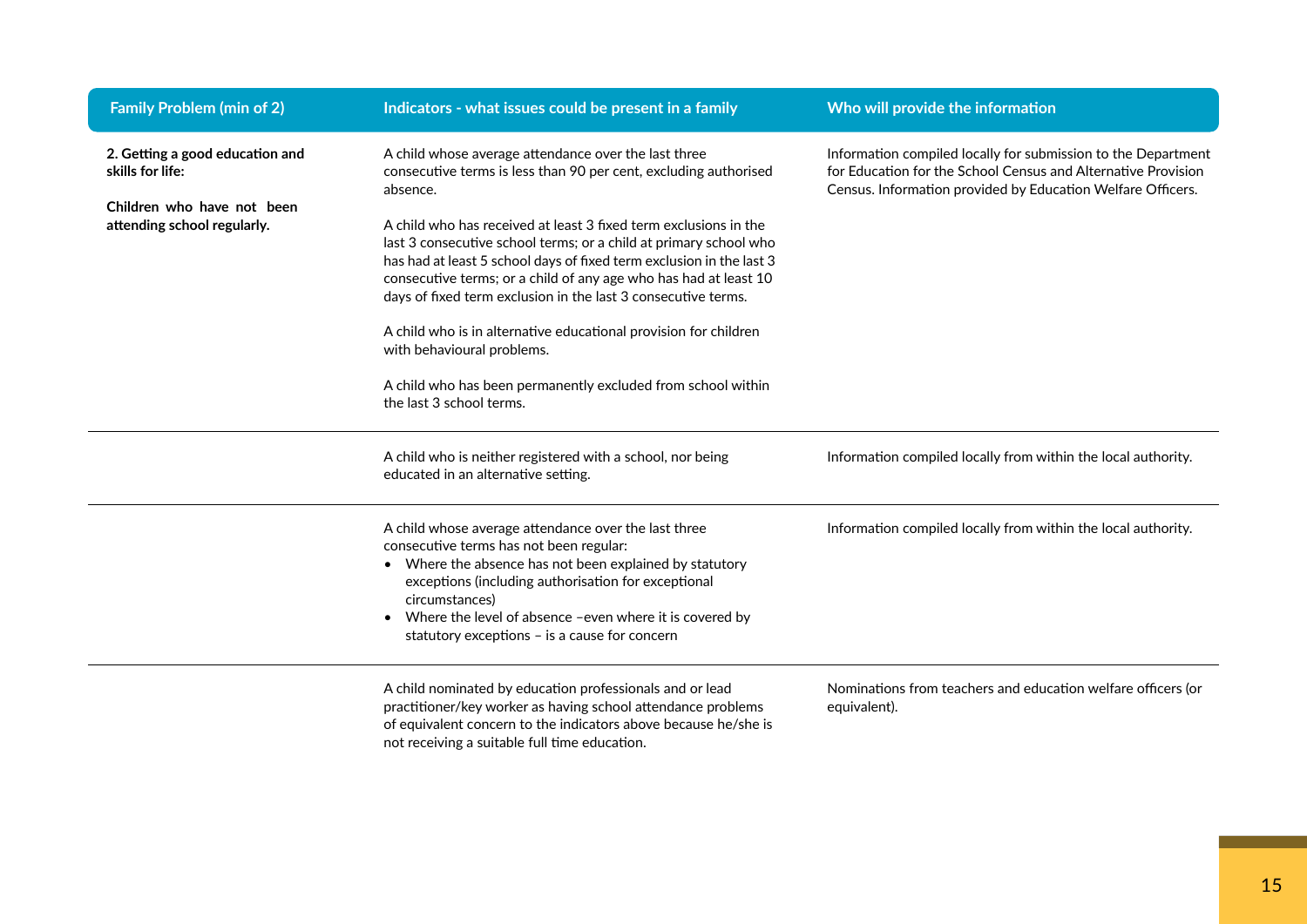| Family Problem (min of 2) | Indicators - what issues could be present in a family | Who will provide the information |
|---|---|---|
| **2. Getting a good education and skills for life:**<br><br>**Children who have not been attending school regularly.** | A child whose average attendance over the last three consecutive terms is less than 90 per cent, excluding authorised absence.<br><br>A child who has received at least 3 fixed term exclusions in the last 3 consecutive school terms; or a child at primary school who has had at least 5 school days of fixed term exclusion in the last 3 consecutive terms; or a child of any age who has had at least 10 days of fixed term exclusion in the last 3 consecutive terms.<br><br>A child who is in alternative educational provision for children with behavioural problems.<br><br>A child who has been permanently excluded from school within the last 3 school terms. | Information compiled locally for submission to the Department for Education for the School Census and Alternative Provision Census. Information provided by Education Welfare Officers. |
| | A child who is neither registered with a school, nor being educated in an alternative setting. | Information compiled locally from within the local authority. |
| | A child whose average attendance over the last three consecutive terms has not been regular:<br>• Where the absence has not been explained by statutory exceptions (including authorisation for exceptional circumstances)<br>• Where the level of absence –even where it is covered by statutory exceptions – is a cause for concern | Information compiled locally from within the local authority. |
| | A child nominated by education professionals and or lead practitioner/key worker as having school attendance problems of equivalent concern to the indicators above because he/she is not receiving a suitable full time education. | Nominations from teachers and education welfare officers (or equivalent). |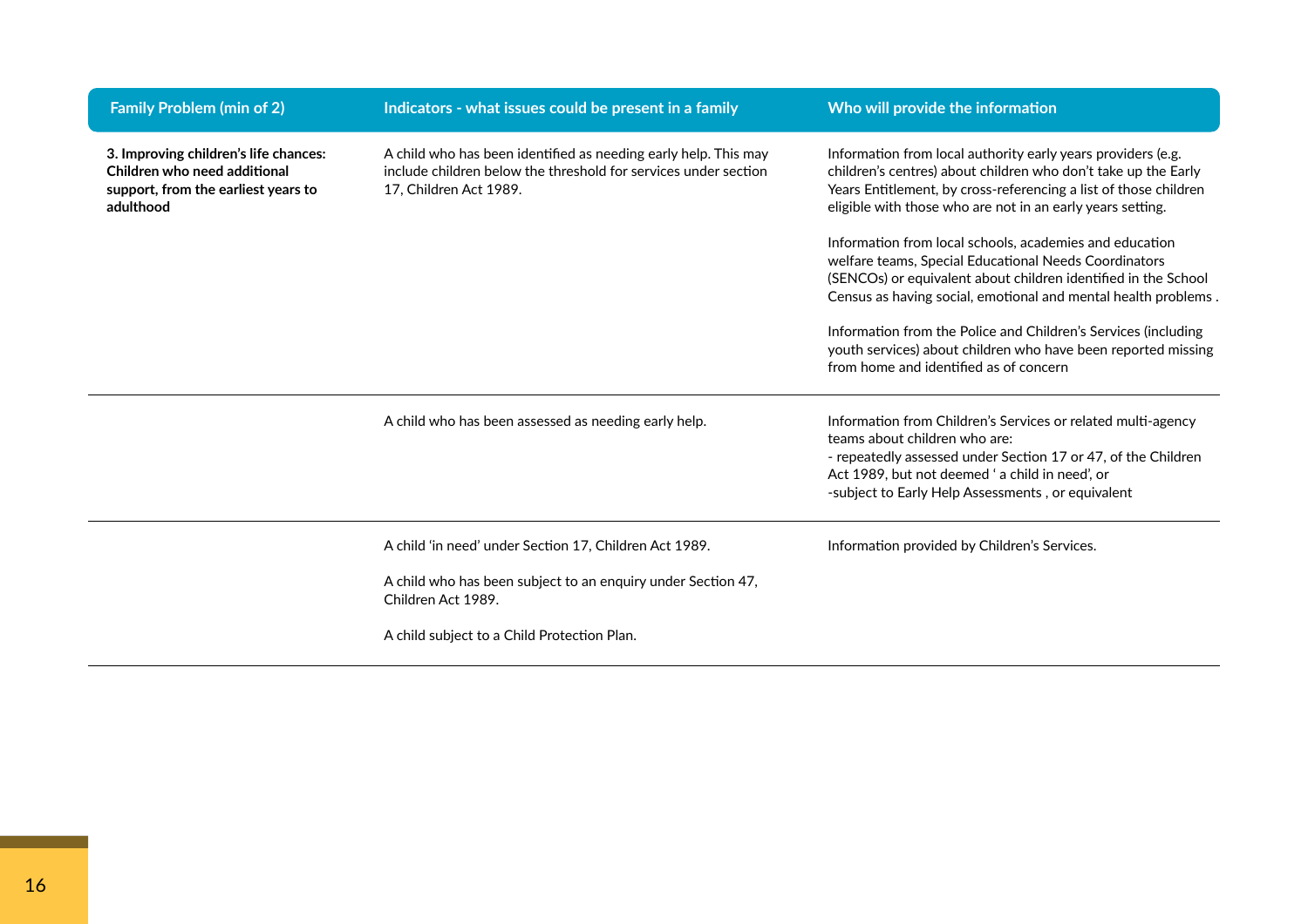| Family Problem (min of 2) | Indicators - what issues could be present in a family | Who will provide the information |
|---|---|---|
| **3. Improving children's life chances: Children who need additional support, from the earliest years to adulthood** | A child who has been identified as needing early help. This may include children below the threshold for services under section 17, Children Act 1989. | Information from local authority early years providers (e.g. children's centres) about children who don't take up the Early Years Entitlement, by cross-referencing a list of those children eligible with those who are not in an early years setting.<br><br>Information from local schools, academies and education welfare teams, Special Educational Needs Coordinators (SENCOs) or equivalent about children identified in the School Census as having social, emotional and mental health problems .<br><br>Information from the Police and Children's Services (including youth services) about children who have been reported missing from home and identified as of concern |
| | A child who has been assessed as needing early help. | Information from Children's Services or related multi-agency teams about children who are:<br>- repeatedly assessed under Section 17 or 47, of the Children Act 1989, but not deemed ' a child in need', or<br>-subject to Early Help Assessments , or equivalent |
| | A child 'in need' under Section 17, Children Act 1989.<br><br>A child who has been subject to an enquiry under Section 47, Children Act 1989.<br><br>A child subject to a Child Protection Plan. | Information provided by Children's Services. |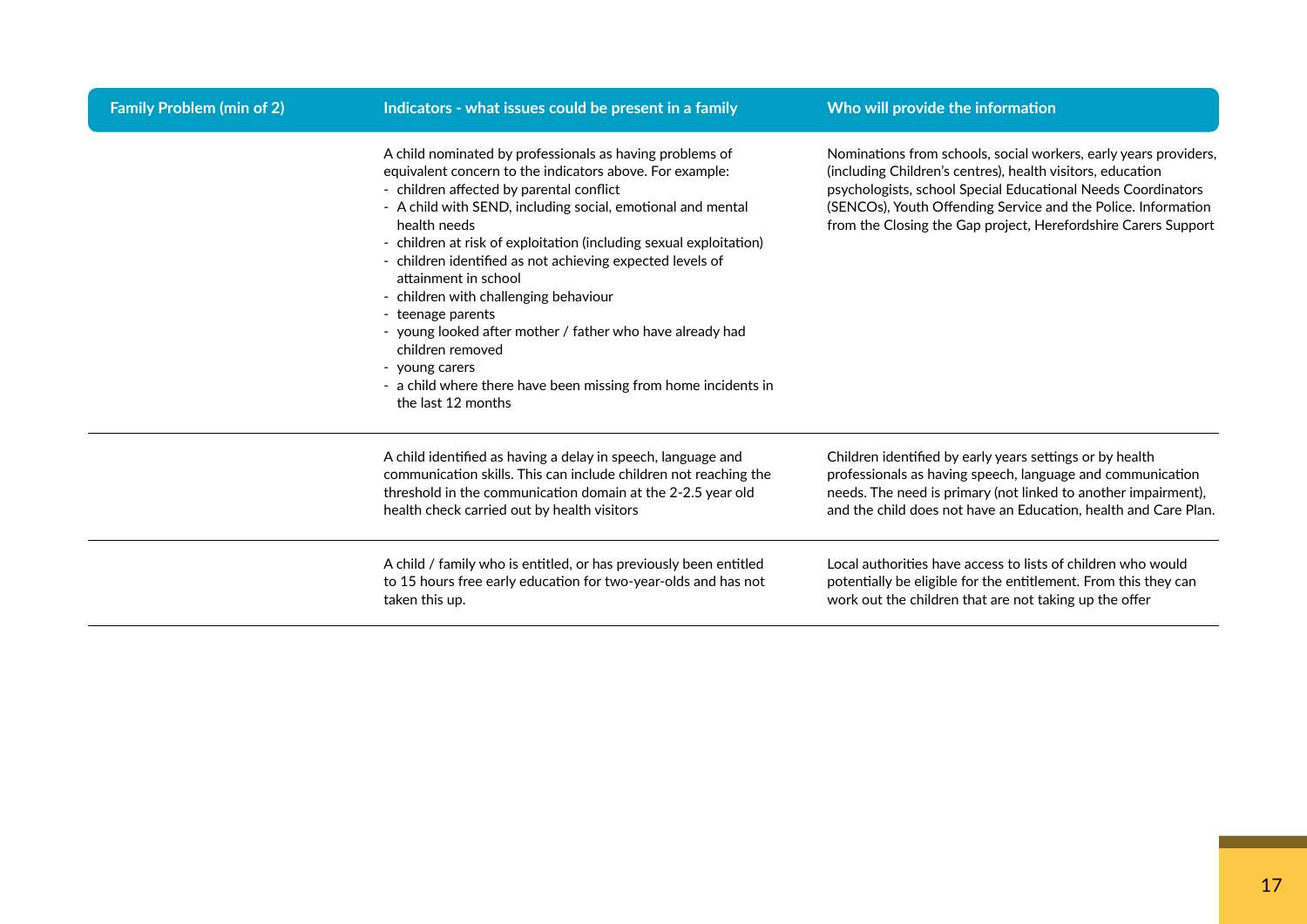| Family Problem (min of 2) | Indicators - what issues could be present in a family | Who will provide the information |
|---|---|---|
| | A child nominated by professionals as having problems of equivalent concern to the indicators above. For example:<br>- children affected by parental conflict<br>- A child with SEND, including social, emotional and mental health needs<br>- children at risk of exploitation (including sexual exploitation)<br>- children identified as not achieving expected levels of attainment in school<br>- children with challenging behaviour<br>- teenage parents<br>- young looked after mother / father who have already had children removed<br>- young carers<br>- a child where there have been missing from home incidents in the last 12 months | Nominations from schools, social workers, early years providers, (including Children's centres), health visitors, education psychologists, school Special Educational Needs Coordinators (SENCOs), Youth Offending Service and the Police. Information from the Closing the Gap project, Herefordshire Carers Support |
| | A child identified as having a delay in speech, language and communication skills. This can include children not reaching the threshold in the communication domain at the 2-2.5 year old health check carried out by health visitors | Children identified by early years settings or by health professionals as having speech, language and communication needs. The need is primary (not linked to another impairment), and the child does not have an Education, health and Care Plan. |
| | A child / family who is entitled, or has previously been entitled to 15 hours free early education for two-year-olds and has not taken this up. | Local authorities have access to lists of children who would potentially be eligible for the entitlement. From this they can work out the children that are not taking up the offer |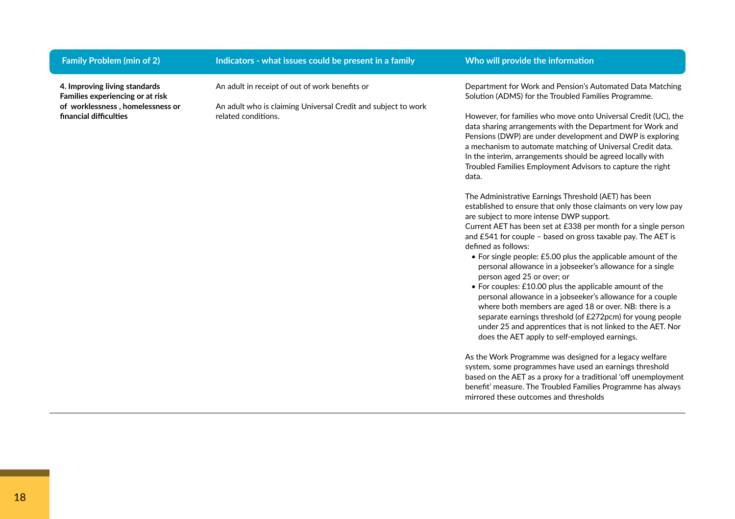| Family Problem (min of 2) | Indicators - what issues could be present in a family | Who will provide the information |
|---|---|---|
| **4. Improving living standards Families experiencing or at risk of worklessness , homelessness or financial difficulties** | An adult in receipt of out of work benefits or<br><br>An adult who is claiming Universal Credit and subject to work related conditions. | Department for Work and Pension's Automated Data Matching Solution (ADMS) for the Troubled Families Programme.<br><br>However, for families who move onto Universal Credit (UC), the data sharing arrangements with the Department for Work and Pensions (DWP) are under development and DWP is exploring a mechanism to automate matching of Universal Credit data. In the interim, arrangements should be agreed locally with Troubled Families Employment Advisors to capture the right data.<br><br>The Administrative Earnings Threshold (AET) has been established to ensure that only those claimants on very low pay are subject to more intense DWP support.<br>Current AET has been set at £338 per month for a single person and £541 for couple – based on gross taxable pay. The AET is defined as follows:<br>• For single people: £5.00 plus the applicable amount of the personal allowance in a jobseeker's allowance for a single person aged 25 or over; or<br>• For couples: £10.00 plus the applicable amount of the personal allowance in a jobseeker's allowance for a couple where both members are aged 18 or over. NB: there is a separate earnings threshold (of £272pcm) for young people under 25 and apprentices that is not linked to the AET. Nor does the AET apply to self-employed earnings.<br><br>As the Work Programme was designed for a legacy welfare system, some programmes have used an earnings threshold based on the AET as a proxy for a traditional 'off unemployment benefit' measure. The Troubled Families Programme has always mirrored these outcomes and thresholds |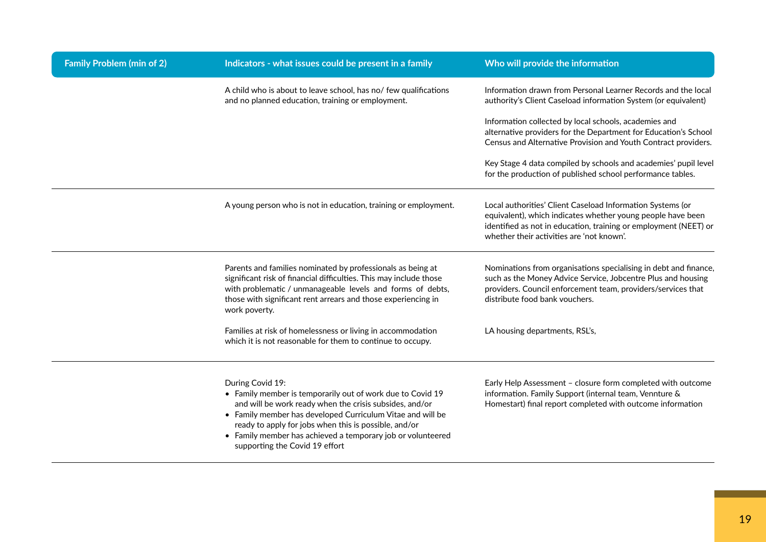| Family Problem (min of 2) | Indicators - what issues could be present in a family | Who will provide the information |
|---|---|---|
| | A child who is about to leave school, has no/ few qualifications and no planned education, training or employment. | Information drawn from Personal Learner Records and the local authority's Client Caseload information System (or equivalent)<br><br>Information collected by local schools, academies and alternative providers for the Department for Education's School Census and Alternative Provision and Youth Contract providers.<br><br>Key Stage 4 data compiled by schools and academies' pupil level for the production of published school performance tables. |
| | A young person who is not in education, training or employment. | Local authorities' Client Caseload Information Systems (or equivalent), which indicates whether young people have been identified as not in education, training or employment (NEET) or whether their activities are 'not known'. |
| | Parents and families nominated by professionals as being at significant risk of financial difficulties. This may include those with problematic / unmanageable levels and forms of debts, those with significant rent arrears and those experiencing in work poverty.<br><br>Families at risk of homelessness or living in accommodation which it is not reasonable for them to continue to occupy. | Nominations from organisations specialising in debt and finance, such as the Money Advice Service, Jobcentre Plus and housing providers. Council enforcement team, providers/services that distribute food bank vouchers.<br><br>LA housing departments, RSL's, |
| | During Covid 19:<br>• Family member is temporarily out of work due to Covid 19 and will be work ready when the crisis subsides, and/or<br>• Family member has developed Curriculum Vitae and will be ready to apply for jobs when this is possible, and/or<br>• Family member has achieved a temporary job or volunteered supporting the Covid 19 effort | Early Help Assessment – closure form completed with outcome information. Family Support (internal team, Vennture & Homestart) final report completed with outcome information |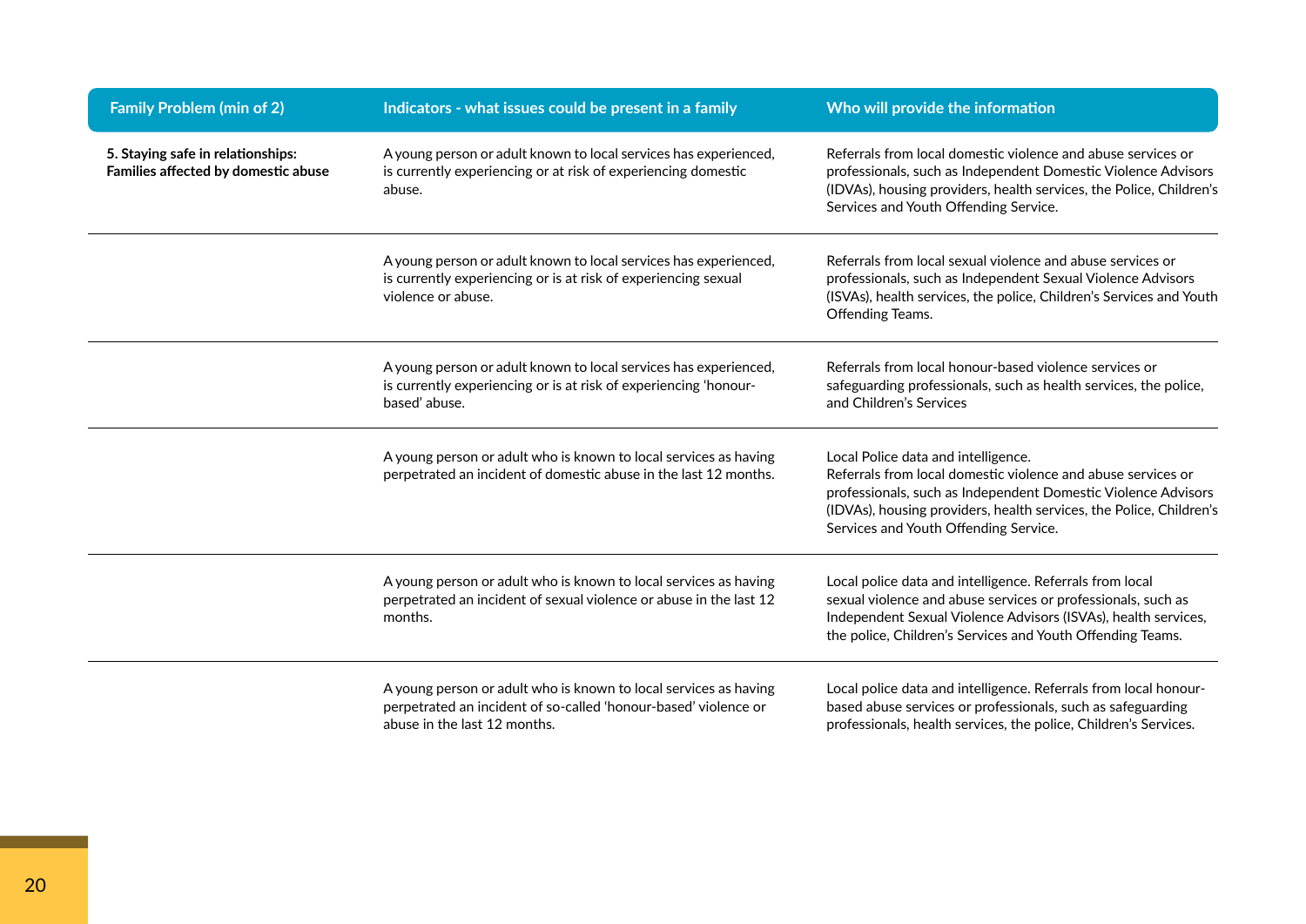| Family Problem (min of 2) | Indicators - what issues could be present in a family | Who will provide the information |
|---|---|---|
| **5. Staying safe in relationships: Families affected by domestic abuse** | A young person or adult known to local services has experienced, is currently experiencing or at risk of experiencing domestic abuse. | Referrals from local domestic violence and abuse services or professionals, such as Independent Domestic Violence Advisors (IDVAs), housing providers, health services, the Police, Children's Services and Youth Offending Service. |
| | A young person or adult known to local services has experienced, is currently experiencing or is at risk of experiencing sexual violence or abuse. | Referrals from local sexual violence and abuse services or professionals, such as Independent Sexual Violence Advisors (ISVAs), health services, the police, Children's Services and Youth Offending Teams. |
| | A young person or adult known to local services has experienced, is currently experiencing or is at risk of experiencing 'honour-based' abuse. | Referrals from local honour-based violence services or safeguarding professionals, such as health services, the police, and Children's Services |
| | A young person or adult who is known to local services as having perpetrated an incident of domestic abuse in the last 12 months. | Local Police data and intelligence.<br>Referrals from local domestic violence and abuse services or professionals, such as Independent Domestic Violence Advisors (IDVAs), housing providers, health services, the Police, Children's Services and Youth Offending Service. |
| | A young person or adult who is known to local services as having perpetrated an incident of sexual violence or abuse in the last 12 months. | Local police data and intelligence. Referrals from local sexual violence and abuse services or professionals, such as Independent Sexual Violence Advisors (ISVAs), health services, the police, Children's Services and Youth Offending Teams. |
| | A young person or adult who is known to local services as having perpetrated an incident of so-called 'honour-based' violence or abuse in the last 12 months. | Local police data and intelligence. Referrals from local honour-based abuse services or professionals, such as safeguarding professionals, health services, the police, Children's Services. |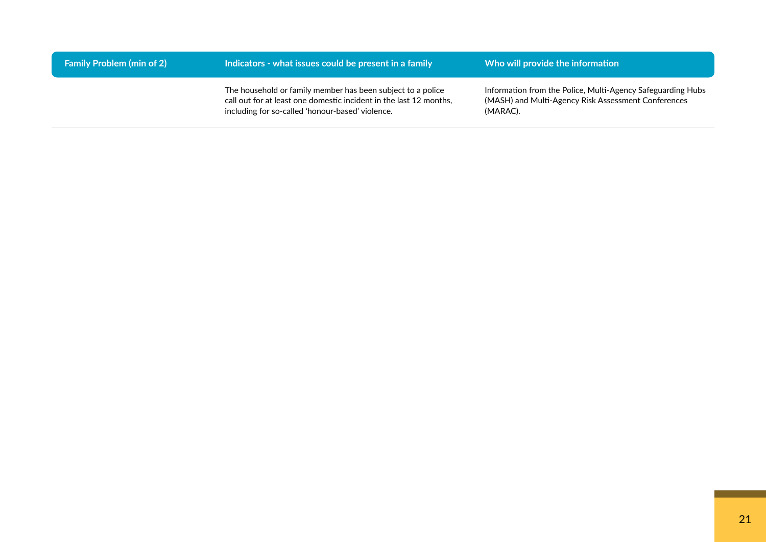| Family Problem (min of 2) | Indicators - what issues could be present in a family | Who will provide the information |
|---|---|---|
| | The household or family member has been subject to a police call out for at least one domestic incident in the last 12 months, including for so-called 'honour-based' violence. | Information from the Police, Multi-Agency Safeguarding Hubs (MASH) and Multi-Agency Risk Assessment Conferences (MARAC). |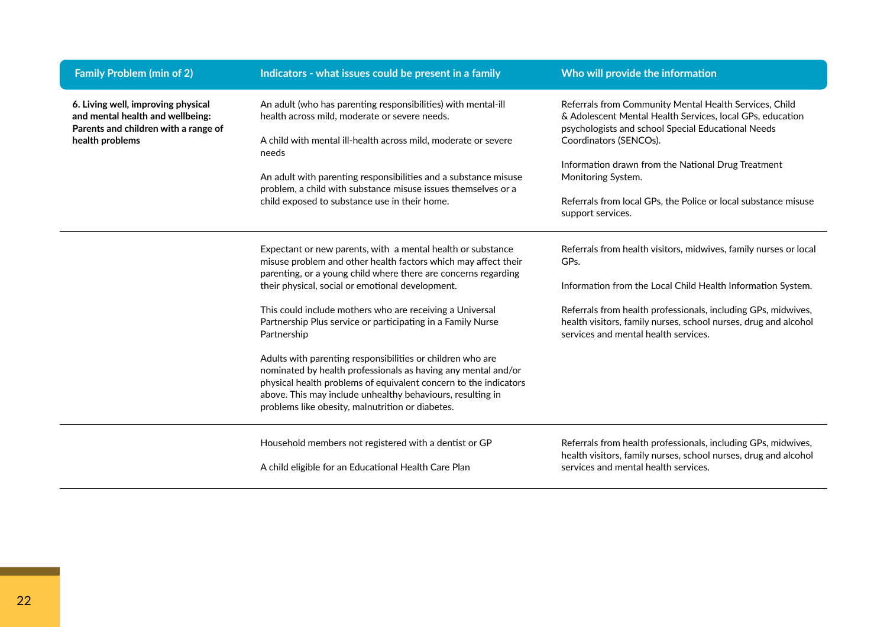| Family Problem (min of 2) | Indicators - what issues could be present in a family | Who will provide the information |
|---|---|---|
| **6. Living well, improving physical and mental health and wellbeing: Parents and children with a range of health problems** | An adult (who has parenting responsibilities) with mental-ill health across mild, moderate or severe needs.<br><br>A child with mental ill-health across mild, moderate or severe needs<br><br>An adult with parenting responsibilities and a substance misuse problem, a child with substance misuse issues themselves or a child exposed to substance use in their home. | Referrals from Community Mental Health Services, Child & Adolescent Mental Health Services, local GPs, education psychologists and school Special Educational Needs Coordinators (SENCOs).<br><br>Information drawn from the National Drug Treatment Monitoring System.<br><br>Referrals from local GPs, the Police or local substance misuse support services. |
| | Expectant or new parents, with a mental health or substance misuse problem and other health factors which may affect their parenting, or a young child where there are concerns regarding their physical, social or emotional development.<br><br>This could include mothers who are receiving a Universal Partnership Plus service or participating in a Family Nurse Partnership<br><br>Adults with parenting responsibilities or children who are nominated by health professionals as having any mental and/or physical health problems of equivalent concern to the indicators above. This may include unhealthy behaviours, resulting in problems like obesity, malnutrition or diabetes. | Referrals from health visitors, midwives, family nurses or local GPs.<br><br>Information from the Local Child Health Information System.<br><br>Referrals from health professionals, including GPs, midwives, health visitors, family nurses, school nurses, drug and alcohol services and mental health services. |
| | Household members not registered with a dentist or GP<br><br>A child eligible for an Educational Health Care Plan | Referrals from health professionals, including GPs, midwives, health visitors, family nurses, school nurses, drug and alcohol services and mental health services. |